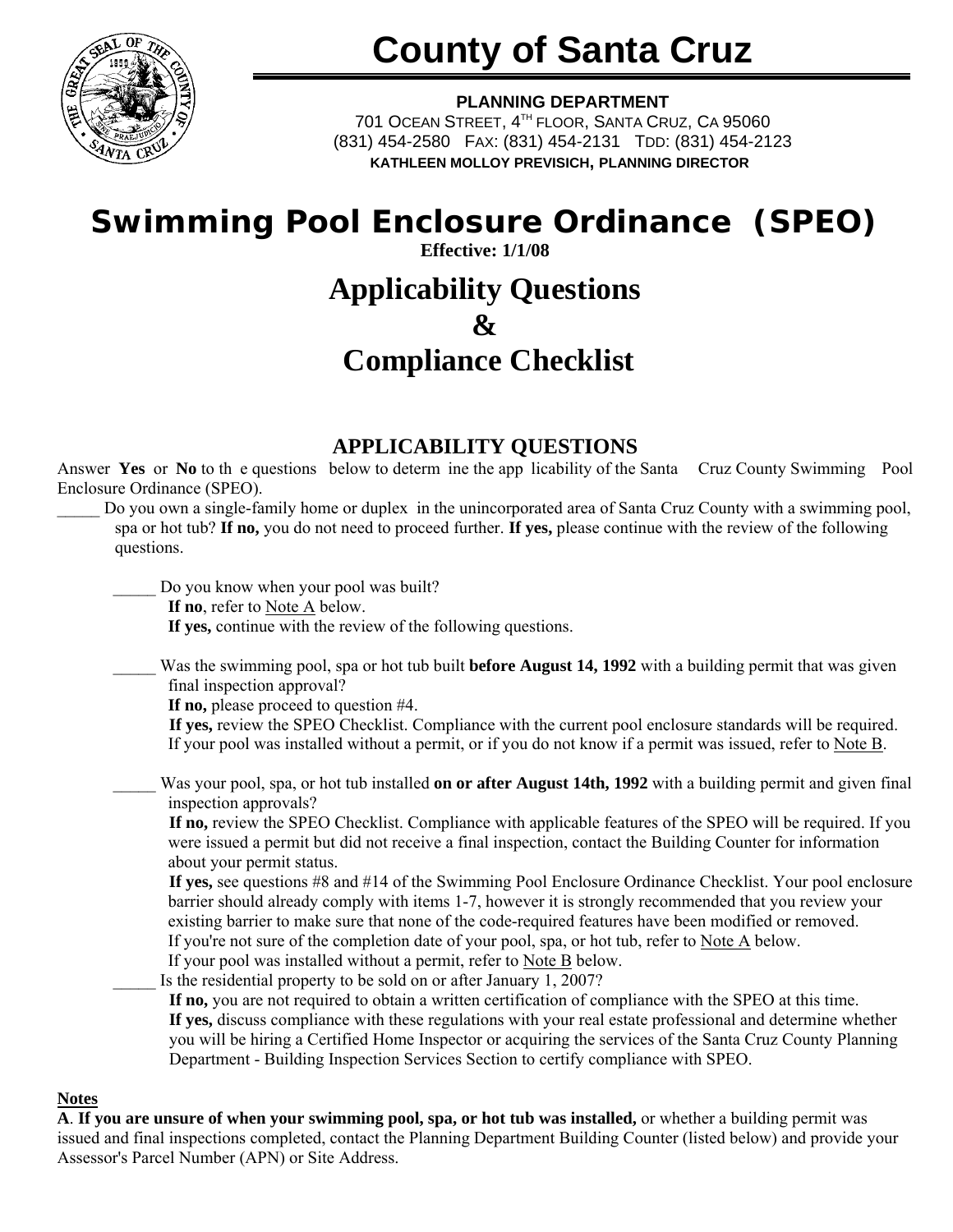# County of Santa Cruz

**PLANNING DEPARTMENT**
701 OCEAN STREET, 4TH FLOOR, SANTA CRUZ, CA 95060
(831) 454-2580 FAX: (831) 454-2131 TDD: (831) 454-2123
**KATHLEEN MOLLOY PREVISICH, PLANNING DIRECTOR**

# Swimming Pool Enclosure Ordinance (SPEO)

**Effective: 1/1/08**

# Applicability Questions & Compliance Checklist

## APPLICABILITY QUESTIONS

Answer **Yes** or **No** to the questions below to determine the applicability of the Santa Cruz County Swimming Pool Enclosure Ordinance (SPEO).

_____ Do you own a single-family home or duplex in the unincorporated area of Santa Cruz County with a swimming pool, spa or hot tub? **If no,** you do not need to proceed further. **If yes,** please continue with the review of the following questions.

_____ Do you know when your pool was built?
**If no**, refer to Note A below.
**If yes,** continue with the review of the following questions.

_____ Was the swimming pool, spa or hot tub built **before August 14, 1992** with a building permit that was given final inspection approval?
**If no,** please proceed to question #4.
**If yes,** review the SPEO Checklist. Compliance with the current pool enclosure standards will be required. If your pool was installed without a permit, or if you do not know if a permit was issued, refer to Note B.

_____ Was your pool, spa, or hot tub installed **on or after August 14th, 1992** with a building permit and given final inspection approvals?
**If no,** review the SPEO Checklist. Compliance with applicable features of the SPEO will be required. If you were issued a permit but did not receive a final inspection, contact the Building Counter for information about your permit status.
**If yes,** see questions #8 and #14 of the Swimming Pool Enclosure Ordinance Checklist. Your pool enclosure barrier should already comply with items 1-7, however it is strongly recommended that you review your existing barrier to make sure that none of the code-required features have been modified or removed.
If you're not sure of the completion date of your pool, spa, or hot tub, refer to Note A below.
If your pool was installed without a permit, refer to Note B below.

_____ Is the residential property to be sold on or after January 1, 2007?
**If no,** you are not required to obtain a written certification of compliance with the SPEO at this time.
**If yes,** discuss compliance with these regulations with your real estate professional and determine whether you will be hiring a Certified Home Inspector or acquiring the services of the Santa Cruz County Planning Department - Building Inspection Services Section to certify compliance with SPEO.

**Notes**

**A**. **If you are unsure of when your swimming pool, spa, or hot tub was installed,** or whether a building permit was issued and final inspections completed, contact the Planning Department Building Counter (listed below) and provide your Assessor's Parcel Number (APN) or Site Address.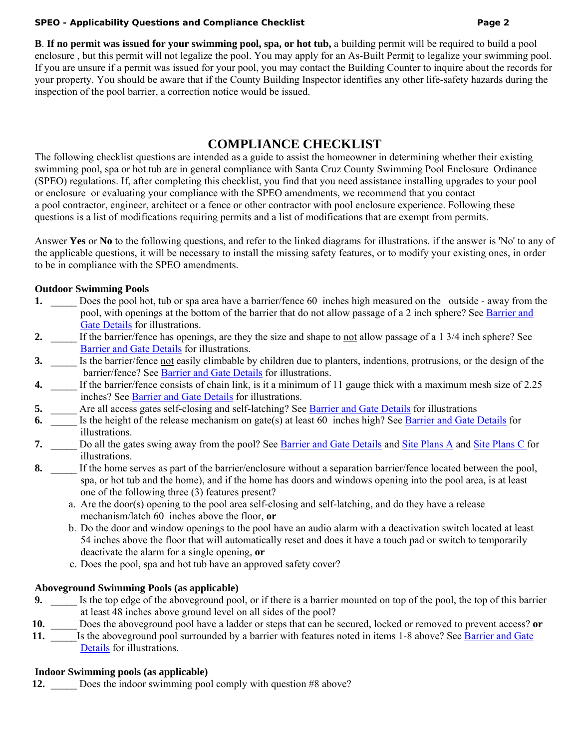**B**. **If no permit was issued for your swimming pool, spa, or hot tub,** a building permit will be required to build a pool enclosure , but this permit will not legalize the pool. You may apply for an As-Built Permit to legalize your swimming pool. If you are unsure if a permit was issued for your pool, you may contact the Building Counter to inquire about the records for your property. You should be aware that if the County Building Inspector identifies any other life-safety hazards during the inspection of the pool barrier, a correction notice would be issued.

# COMPLIANCE CHECKLIST

The following checklist questions are intended as a guide to assist the homeowner in determining whether their existing swimming pool, spa or hot tub are in general compliance with Santa Cruz County Swimming Pool Enclosure Ordinance (SPEO) regulations. If, after completing this checklist, you find that you need assistance installing upgrades to your pool or enclosure or evaluating your compliance with the SPEO amendments, we recommend that you contact a pool contractor, engineer, architect or a fence or other contractor with pool enclosure experience. Following these questions is a list of modifications requiring permits and a list of modifications that are exempt from permits.

Answer **Yes** or **No** to the following questions, and refer to the linked diagrams for illustrations. if the answer is 'No' to any of the applicable questions, it will be necessary to install the missing safety features, or to modify your existing ones, in order to be in compliance with the SPEO amendments.

**Outdoor Swimming Pools**

**1.** _____ Does the pool hot, tub or spa area have a barrier/fence 60 inches high measured on the outside - away from the pool, with openings at the bottom of the barrier that do not allow passage of a 2 inch sphere? See Barrier and Gate Details for illustrations.

**2.** _____ If the barrier/fence has openings, are they the size and shape to not allow passage of a 1 3/4 inch sphere? See Barrier and Gate Details for illustrations.

**3.** _____ Is the barrier/fence not easily climbable by children due to planters, indentions, protrusions, or the design of the barrier/fence? See Barrier and Gate Details for illustrations.

**4.** _____ If the barrier/fence consists of chain link, is it a minimum of 11 gauge thick with a maximum mesh size of 2.25 inches? See Barrier and Gate Details for illustrations.

**5.** _____ Are all access gates self-closing and self-latching? See Barrier and Gate Details for illustrations

**6.** _____ Is the height of the release mechanism on gate(s) at least 60 inches high? See Barrier and Gate Details for illustrations.

**7.** _____ Do all the gates swing away from the pool? See Barrier and Gate Details and Site Plans A and Site Plans C for illustrations.

**8.** _____ If the home serves as part of the barrier/enclosure without a separation barrier/fence located between the pool, spa, or hot tub and the home), and if the home has doors and windows opening into the pool area, is at least one of the following three (3) features present?

   a. Are the door(s) opening to the pool area self-closing and self-latching, and do they have a release mechanism/latch 60 inches above the floor, **or**

   b. Do the door and window openings to the pool have an audio alarm with a deactivation switch located at least 54 inches above the floor that will automatically reset and does it have a touch pad or switch to temporarily deactivate the alarm for a single opening, **or**

   c. Does the pool, spa and hot tub have an approved safety cover?

**Aboveground Swimming Pools (as applicable)**

**9.** _____ Is the top edge of the aboveground pool, or if there is a barrier mounted on top of the pool, the top of this barrier at least 48 inches above ground level on all sides of the pool?

**10.** _____ Does the aboveground pool have a ladder or steps that can be secured, locked or removed to prevent access? **or**

**11.** _____ Is the aboveground pool surrounded by a barrier with features noted in items 1-8 above? See Barrier and Gate Details for illustrations.

**Indoor Swimming pools (as applicable)**

**12.** _____ Does the indoor swimming pool comply with question #8 above?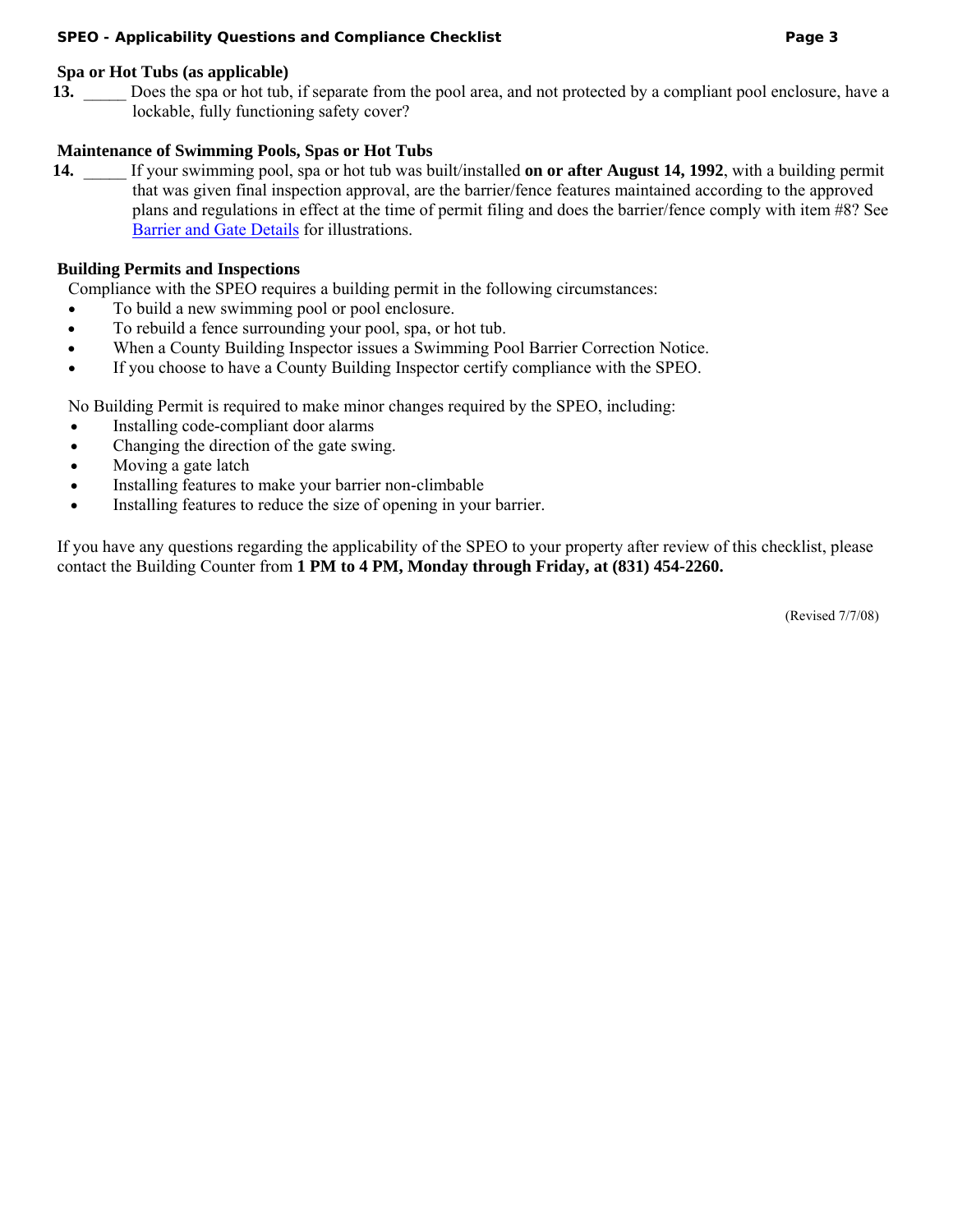### Spa or Hot Tubs (as applicable)

**13.** _____ Does the spa or hot tub, if separate from the pool area, and not protected by a compliant pool enclosure, have a lockable, fully functioning safety cover?

### Maintenance of Swimming Pools, Spas or Hot Tubs

**14.** _____ If your swimming pool, spa or hot tub was built/installed **on or after August 14, 1992**, with a building permit that was given final inspection approval, are the barrier/fence features maintained according to the approved plans and regulations in effect at the time of permit filing and does the barrier/fence comply with item #8? See Barrier and Gate Details for illustrations.

### Building Permits and Inspections

Compliance with the SPEO requires a building permit in the following circumstances:

- To build a new swimming pool or pool enclosure.
- To rebuild a fence surrounding your pool, spa, or hot tub.
- When a County Building Inspector issues a Swimming Pool Barrier Correction Notice.
- If you choose to have a County Building Inspector certify compliance with the SPEO.

No Building Permit is required to make minor changes required by the SPEO, including:

- Installing code-compliant door alarms
- Changing the direction of the gate swing.
- Moving a gate latch
- Installing features to make your barrier non-climbable
- Installing features to reduce the size of opening in your barrier.

If you have any questions regarding the applicability of the SPEO to your property after review of this checklist, please contact the Building Counter from **1 PM to 4 PM, Monday through Friday, at (831) 454-2260.**

(Revised 7/7/08)